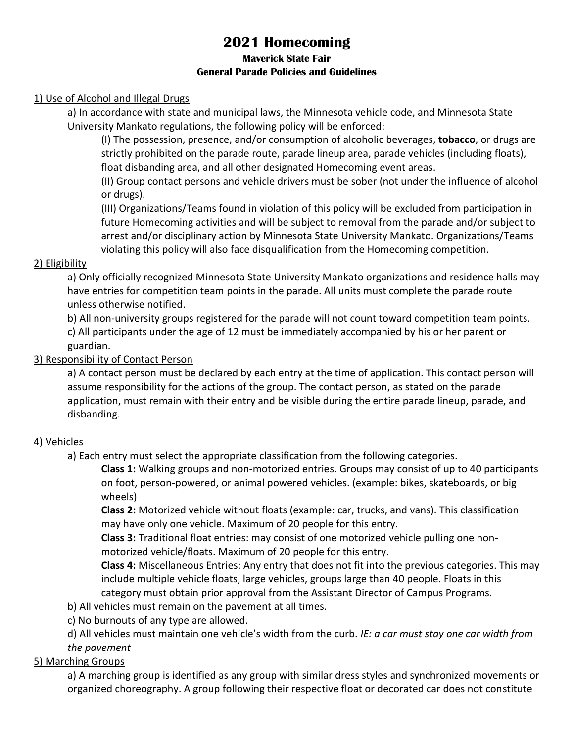# 2021 Homecoming

### Maverick State Fair
### General Parade Policies and Guidelines

1) Use of Alcohol and Illegal Drugs

a) In accordance with state and municipal laws, the Minnesota vehicle code, and Minnesota State University Mankato regulations, the following policy will be enforced:

(I) The possession, presence, and/or consumption of alcoholic beverages, **tobacco**, or drugs are strictly prohibited on the parade route, parade lineup area, parade vehicles (including floats), float disbanding area, and all other designated Homecoming event areas.

(II) Group contact persons and vehicle drivers must be sober (not under the influence of alcohol or drugs).

(III) Organizations/Teams found in violation of this policy will be excluded from participation in future Homecoming activities and will be subject to removal from the parade and/or subject to arrest and/or disciplinary action by Minnesota State University Mankato. Organizations/Teams violating this policy will also face disqualification from the Homecoming competition.

2) Eligibility

a) Only officially recognized Minnesota State University Mankato organizations and residence halls may have entries for competition team points in the parade. All units must complete the parade route unless otherwise notified.

b) All non-university groups registered for the parade will not count toward competition team points.

c) All participants under the age of 12 must be immediately accompanied by his or her parent or guardian.

3) Responsibility of Contact Person

a) A contact person must be declared by each entry at the time of application. This contact person will assume responsibility for the actions of the group. The contact person, as stated on the parade application, must remain with their entry and be visible during the entire parade lineup, parade, and disbanding.

4) Vehicles

a) Each entry must select the appropriate classification from the following categories.

**Class 1:** Walking groups and non-motorized entries. Groups may consist of up to 40 participants on foot, person-powered, or animal powered vehicles. (example: bikes, skateboards, or big wheels)

**Class 2:** Motorized vehicle without floats (example: car, trucks, and vans). This classification may have only one vehicle. Maximum of 20 people for this entry.

**Class 3:** Traditional float entries: may consist of one motorized vehicle pulling one non-motorized vehicle/floats. Maximum of 20 people for this entry.

**Class 4:** Miscellaneous Entries: Any entry that does not fit into the previous categories. This may include multiple vehicle floats, large vehicles, groups large than 40 people. Floats in this category must obtain prior approval from the Assistant Director of Campus Programs.

b) All vehicles must remain on the pavement at all times.

c) No burnouts of any type are allowed.

d) All vehicles must maintain one vehicle's width from the curb. *IE: a car must stay one car width from the pavement*

5) Marching Groups

a) A marching group is identified as any group with similar dress styles and synchronized movements or organized choreography. A group following their respective float or decorated car does not constitute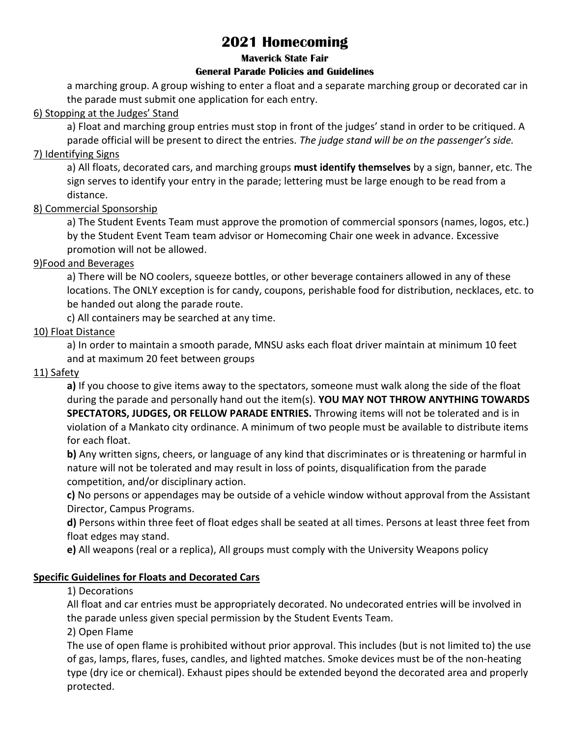a marching group. A group wishing to enter a float and a separate marching group or decorated car in the parade must submit one application for each entry.

6) Stopping at the Judges' Stand

a) Float and marching group entries must stop in front of the judges' stand in order to be critiqued. A parade official will be present to direct the entries. *The judge stand will be on the passenger's side.*

7) Identifying Signs

a) All floats, decorated cars, and marching groups **must identify themselves** by a sign, banner, etc. The sign serves to identify your entry in the parade; lettering must be large enough to be read from a distance.

8) Commercial Sponsorship

a) The Student Events Team must approve the promotion of commercial sponsors (names, logos, etc.) by the Student Event Team team advisor or Homecoming Chair one week in advance. Excessive promotion will not be allowed.

9)Food and Beverages

a) There will be NO coolers, squeeze bottles, or other beverage containers allowed in any of these locations. The ONLY exception is for candy, coupons, perishable food for distribution, necklaces, etc. to be handed out along the parade route.

c) All containers may be searched at any time.

10) Float Distance

a) In order to maintain a smooth parade, MNSU asks each float driver maintain at minimum 10 feet and at maximum 20 feet between groups

11) Safety

**a)** If you choose to give items away to the spectators, someone must walk along the side of the float during the parade and personally hand out the item(s). **YOU MAY NOT THROW ANYTHING TOWARDS SPECTATORS, JUDGES, OR FELLOW PARADE ENTRIES.** Throwing items will not be tolerated and is in violation of a Mankato city ordinance. A minimum of two people must be available to distribute items for each float.

**b)** Any written signs, cheers, or language of any kind that discriminates or is threatening or harmful in nature will not be tolerated and may result in loss of points, disqualification from the parade competition, and/or disciplinary action.

**c)** No persons or appendages may be outside of a vehicle window without approval from the Assistant Director, Campus Programs.

**d)** Persons within three feet of float edges shall be seated at all times. Persons at least three feet from float edges may stand.

**e)** All weapons (real or a replica), All groups must comply with the University Weapons policy

**Specific Guidelines for Floats and Decorated Cars**

1) Decorations

All float and car entries must be appropriately decorated. No undecorated entries will be involved in the parade unless given special permission by the Student Events Team.

2) Open Flame

The use of open flame is prohibited without prior approval. This includes (but is not limited to) the use of gas, lamps, flares, fuses, candles, and lighted matches. Smoke devices must be of the non-heating type (dry ice or chemical). Exhaust pipes should be extended beyond the decorated area and properly protected.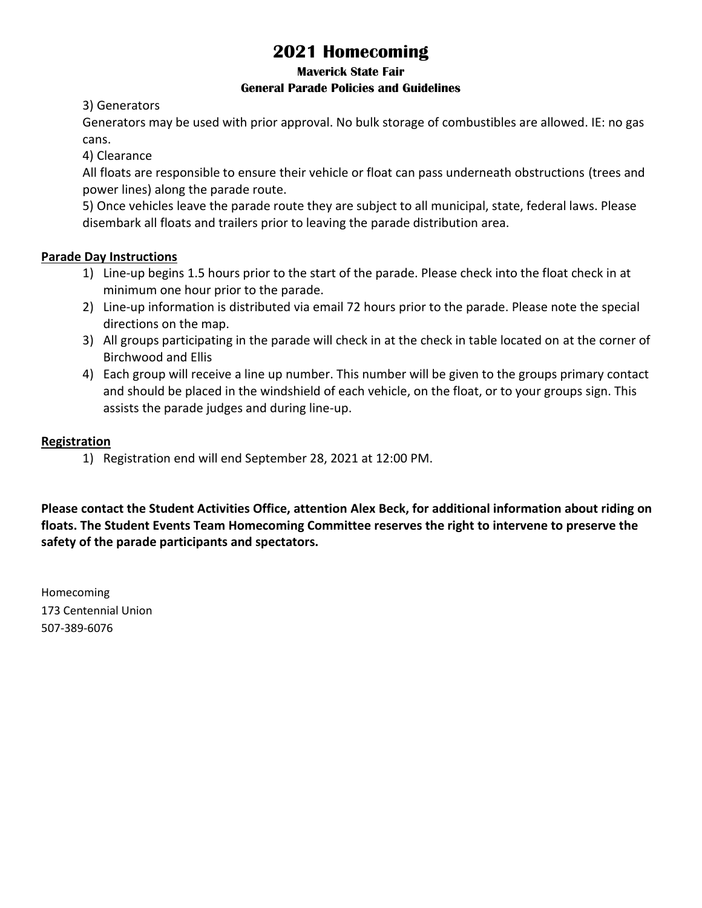# 2021 Homecoming

**Maverick State Fair**

**General Parade Policies and Guidelines**

3) Generators

Generators may be used with prior approval. No bulk storage of combustibles are allowed. IE: no gas cans.

4) Clearance

All floats are responsible to ensure their vehicle or float can pass underneath obstructions (trees and power lines) along the parade route.

5) Once vehicles leave the parade route they are subject to all municipal, state, federal laws. Please disembark all floats and trailers prior to leaving the parade distribution area.

## Parade Day Instructions

1) Line-up begins 1.5 hours prior to the start of the parade. Please check into the float check in at minimum one hour prior to the parade.
2) Line-up information is distributed via email 72 hours prior to the parade. Please note the special directions on the map.
3) All groups participating in the parade will check in at the check in table located on at the corner of Birchwood and Ellis
4) Each group will receive a line up number. This number will be given to the groups primary contact and should be placed in the windshield of each vehicle, on the float, or to your groups sign. This assists the parade judges and during line-up.

## Registration

1) Registration end will end September 28, 2021 at 12:00 PM.

**Please contact the Student Activities Office, attention Alex Beck, for additional information about riding on floats. The Student Events Team Homecoming Committee reserves the right to intervene to preserve the safety of the parade participants and spectators.**

Homecoming
173 Centennial Union
507-389-6076